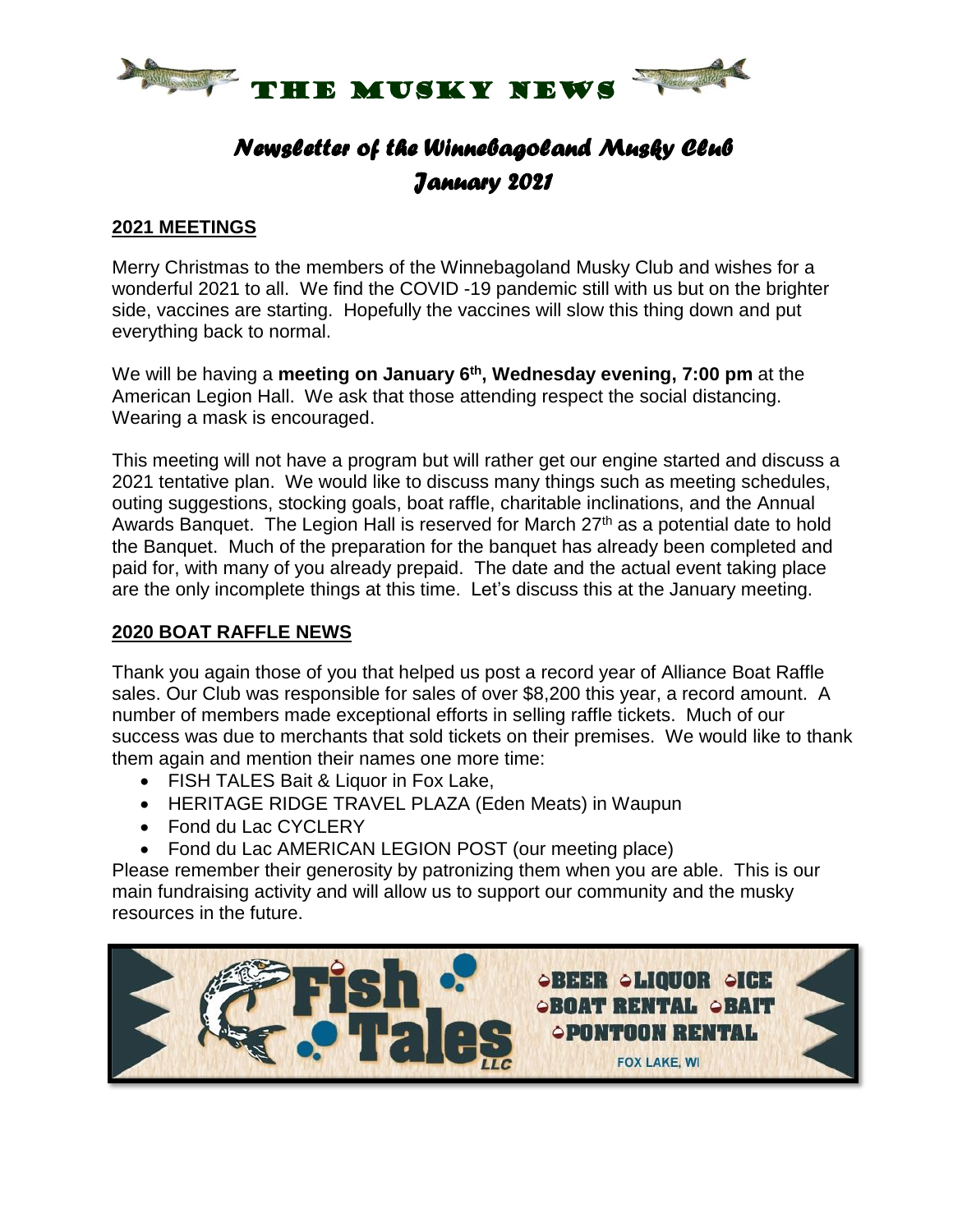// THE MUSKY NEWS

# *Newsletter of the Winnebagoland Musky Club*
## *January 2021*

### 2021 MEETINGS

Merry Christmas to the members of the Winnebagoland Musky Club and wishes for a wonderful 2021 to all. We find the COVID -19 pandemic still with us but on the brighter side, vaccines are starting. Hopefully the vaccines will slow this thing down and put everything back to normal.

We will be having a **meeting on January 6th, Wednesday evening, 7:00 pm** at the American Legion Hall. We ask that those attending respect the social distancing. Wearing a mask is encouraged.

This meeting will not have a program but will rather get our engine started and discuss a 2021 tentative plan. We would like to discuss many things such as meeting schedules, outing suggestions, stocking goals, boat raffle, charitable inclinations, and the Annual Awards Banquet. The Legion Hall is reserved for March 27th as a potential date to hold the Banquet. Much of the preparation for the banquet has already been completed and paid for, with many of you already prepaid. The date and the actual event taking place are the only incomplete things at this time. Let's discuss this at the January meeting.

### 2020 BOAT RAFFLE NEWS

Thank you again those of you that helped us post a record year of Alliance Boat Raffle sales. Our Club was responsible for sales of over $8,200 this year, a record amount. A number of members made exceptional efforts in selling raffle tickets. Much of our success was due to merchants that sold tickets on their premises. We would like to thank them again and mention their names one more time:

- FISH TALES Bait & Liquor in Fox Lake,
- HERITAGE RIDGE TRAVEL PLAZA (Eden Meats) in Waupun
- Fond du Lac CYCLERY
- Fond du Lac AMERICAN LEGION POST (our meeting place)

Please remember their generosity by patronizing them when you are able. This is our main fundraising activity and will allow us to support our community and the musky resources in the future.

Fish Tales LLC
BEER • LIQUOR • ICE
BOAT RENTAL • BAIT
PONTOON RENTAL
FOX LAKE, WI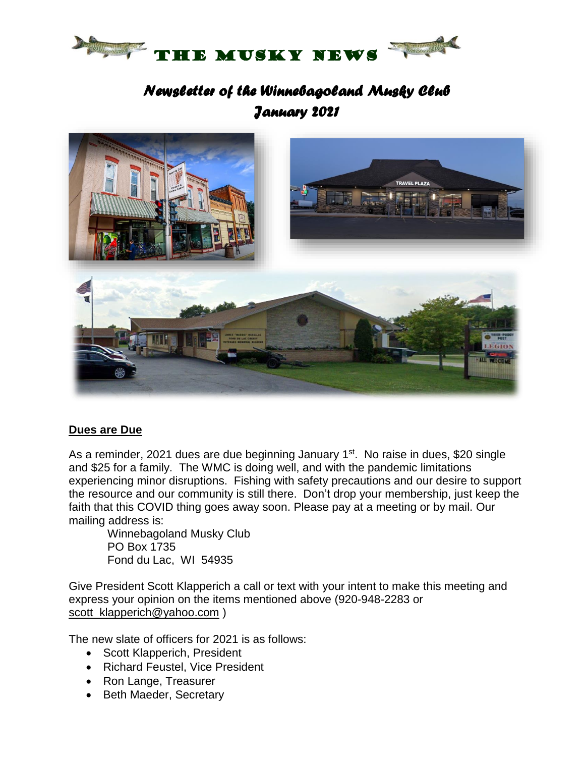# THE MUSKY NEWS

## *Newsletter of the Winnebagoland Musky Club*
## *January 2021*

**Dues are Due**

As a reminder, 2021 dues are due beginning January 1st. No raise in dues, $20 single and $25 for a family. The WMC is doing well, and with the pandemic limitations experiencing minor disruptions. Fishing with safety precautions and our desire to support the resource and our community is still there. Don't drop your membership, just keep the faith that this COVID thing goes away soon. Please pay at a meeting or by mail. Our mailing address is:

Winnebagoland Musky Club
PO Box 1735
Fond du Lac, WI 54935

Give President Scott Klapperich a call or text with your intent to make this meeting and express your opinion on the items mentioned above (920-948-2283 or scott_klapperich@yahoo.com )

The new slate of officers for 2021 is as follows:

- Scott Klapperich, President
- Richard Feustel, Vice President
- Ron Lange, Treasurer
- Beth Maeder, Secretary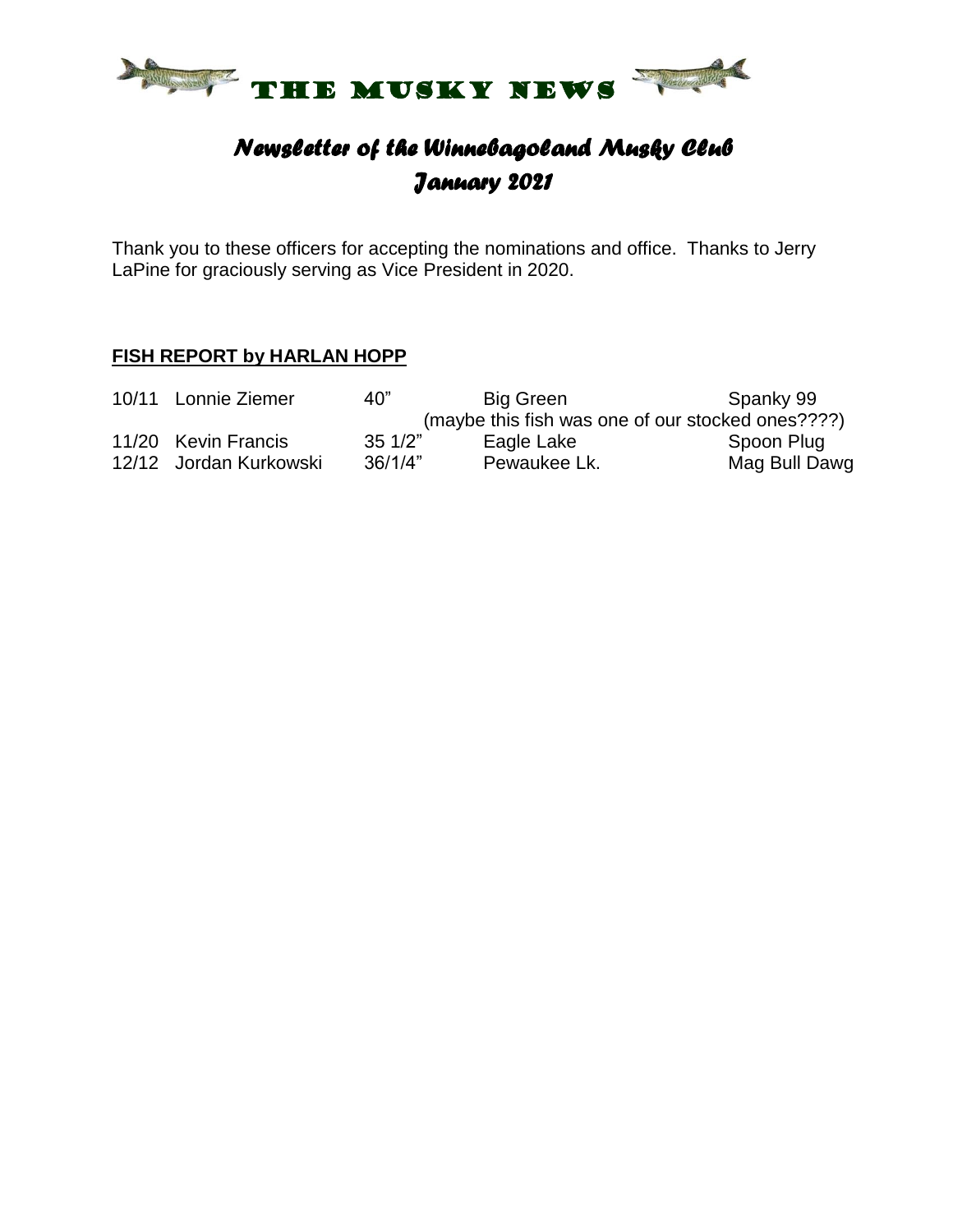# THE MUSKY NEWS

## *Newsletter of the Winnebagoland Musky Club*
## *January 2021*

Thank you to these officers for accepting the nominations and office. Thanks to Jerry LaPine for graciously serving as Vice President in 2020.

**FISH REPORT by HARLAN HOPP**

| | | | | |
|---|---|---|---|---|
| 10/11 | Lonnie Ziemer | 40" | Big Green | Spanky 99 |
| | | (maybe this fish was one of our stocked ones????) | | |
| 11/20 | Kevin Francis | 35 1/2" | Eagle Lake | Spoon Plug |
| 12/12 | Jordan Kurkowski | 36/1/4" | Pewaukee Lk. | Mag Bull Dawg |